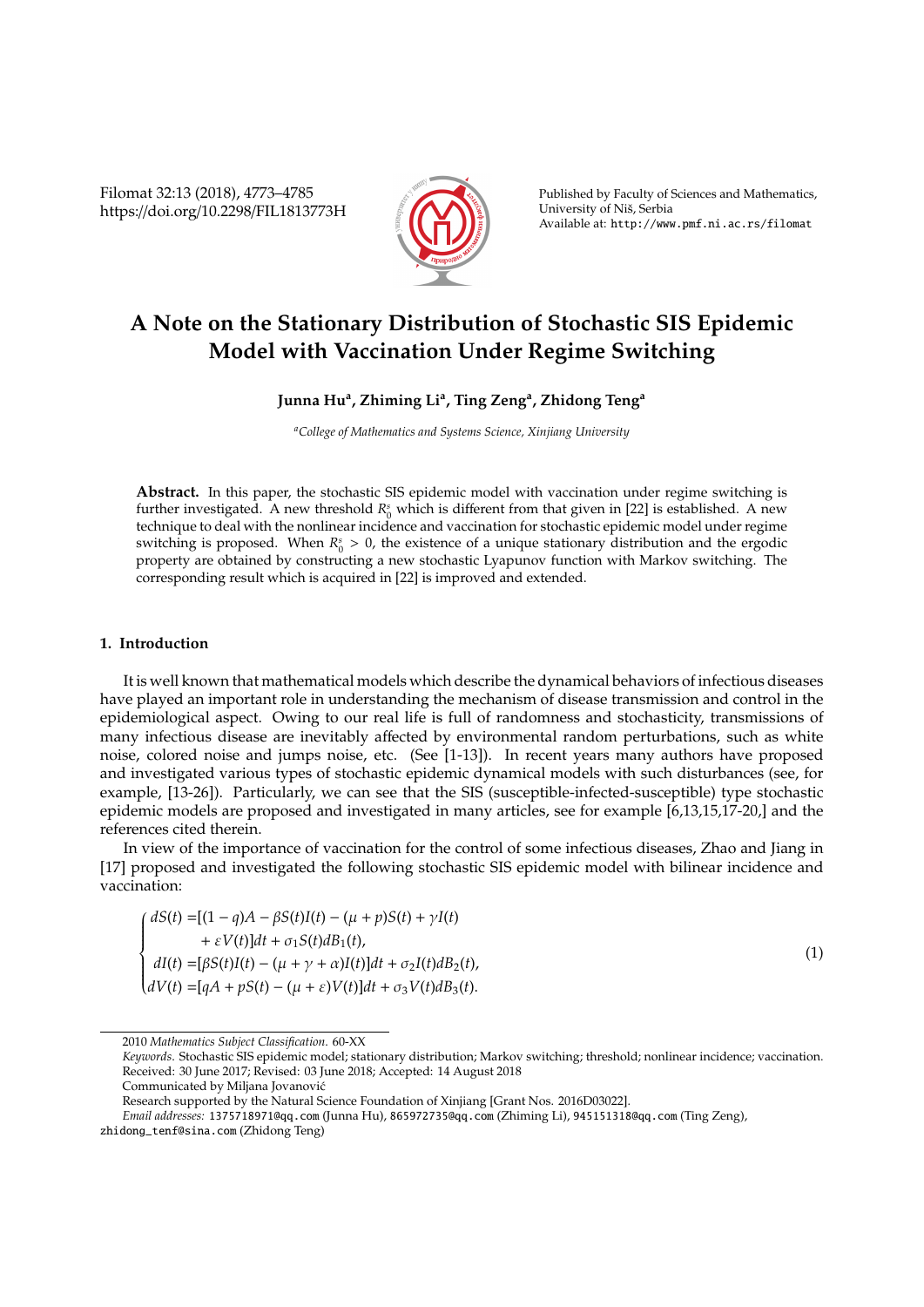# A Note on the Stationary Distribution of Stochastic SIS Epidemic Model with Vaccination Under Regime Switching

**Junna Hu[a], Zhiming Li[a], Ting Zeng[a], Zhidong Teng[a]**

[a]*College of Mathematics and Systems Science, Xinjiang University*

**Abstract.** In this paper, the stochastic SIS epidemic model with vaccination under regime switching is further investigated. A new threshold $R_0^s$ which is different from that given in [22] is established. A new technique to deal with the nonlinear incidence and vaccination for stochastic epidemic model under regime switching is proposed. When $R_0^s > 0$, the existence of a unique stationary distribution and the ergodic property are obtained by constructing a new stochastic Lyapunov function with Markov switching. The corresponding result which is acquired in [22] is improved and extended.

## 1. Introduction

It is well known that mathematical models which describe the dynamical behaviors of infectious diseases have played an important role in understanding the mechanism of disease transmission and control in the epidemiological aspect. Owing to our real life is full of randomness and stochasticity, transmissions of many infectious disease are inevitably affected by environmental random perturbations, such as white noise, colored noise and jumps noise, etc. (See [1-13]). In recent years many authors have proposed and investigated various types of stochastic epidemic dynamical models with such disturbances (see, for example, [13-26]). Particularly, we can see that the SIS (susceptible-infected-susceptible) type stochastic epidemic models are proposed and investigated in many articles, see for example [6,13,15,17-20,] and the references cited therein.

In view of the importance of vaccination for the control of some infectious diseases, Zhao and Jiang in [17] proposed and investigated the following stochastic SIS epidemic model with bilinear incidence and vaccination:

$$
\begin{cases}
dS(t) =[(1-q)A - \beta S(t)I(t) - (\mu + p)S(t) + \gamma I(t) \\
\qquad\quad + \varepsilon V(t)]dt + \sigma_1 S(t)dB_1(t), \\
dI(t) =[\beta S(t)I(t) - (\mu + \gamma + \alpha)I(t)]dt + \sigma_2 I(t)dB_2(t), \\
dV(t) =[qA + pS(t) - (\mu + \varepsilon)V(t)]dt + \sigma_3 V(t)dB_3(t).
\end{cases}
\tag{1}
$$

---

2010 *Mathematics Subject Classification*. 60-XX

*Keywords*. Stochastic SIS epidemic model; stationary distribution; Markov switching; threshold; nonlinear incidence; vaccination.

Received: 30 June 2017; Revised: 03 June 2018; Accepted: 14 August 2018

Communicated by Miljana Jovanović

Research supported by the Natural Science Foundation of Xinjiang [Grant Nos. 2016D03022].

*Email addresses:* 1375718971@qq.com (Junna Hu), 865972735@qq.com (Zhiming Li), 945151318@qq.com (Ting Zeng), zhidong_tenf@sina.com (Zhidong Teng)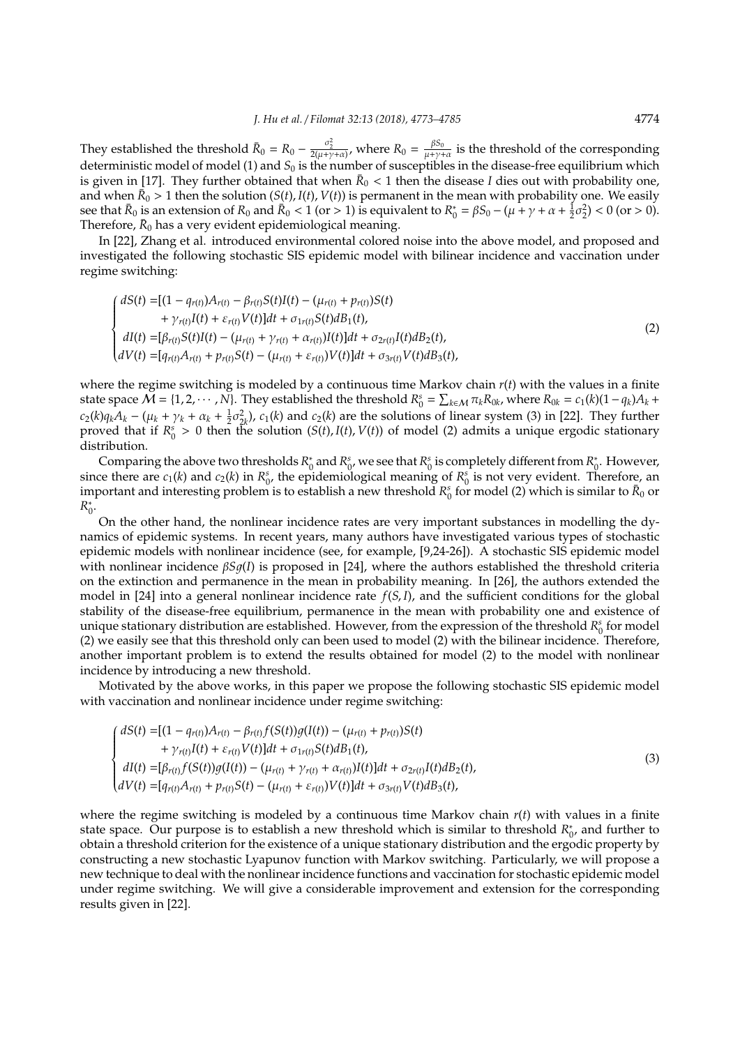They established the threshold $\bar{R}_0 = R_0 - \frac{\sigma_2^2}{2(\mu+\gamma+\alpha)}$, where $R_0 = \frac{\beta S_0}{\mu+\gamma+\alpha}$ is the threshold of the corresponding deterministic model of model (1) and $S_0$ is the number of susceptibles in the disease-free equilibrium which is given in [17]. They further obtained that when $\bar{R}_0 < 1$ then the disease $I$ dies out with probability one, and when $\bar{R}_0 > 1$ then the solution $(S(t), I(t), V(t))$ is permanent in the mean with probability one. We easily see that $\bar{R}_0$ is an extension of $R_0$ and $\bar{R}_0 < 1$ (or $> 1$) is equivalent to $R_0^* = \beta S_0 - (\mu + \gamma + \alpha + \frac{1}{2}\sigma_2^2) < 0$ (or $> 0$). Therefore, $\bar{R}_0$ has a very evident epidemiological meaning.

In [22], Zhang et al. introduced environmental colored noise into the above model, and proposed and investigated the following stochastic SIS epidemic model with bilinear incidence and vaccination under regime switching:

$$
\begin{cases}
dS(t) =[(1 - q_{r(t)})A_{r(t)} - \beta_{r(t)}S(t)I(t) - (\mu_{r(t)} + p_{r(t)})S(t) \\
\qquad\quad + \gamma_{r(t)}I(t) + \varepsilon_{r(t)}V(t)]dt + \sigma_{1r(t)}S(t)dB_1(t), \\
dI(t) =[\beta_{r(t)}S(t)I(t) - (\mu_{r(t)} + \gamma_{r(t)} + \alpha_{r(t)})I(t)]dt + \sigma_{2r(t)}I(t)dB_2(t), \\
dV(t) =[q_{r(t)}A_{r(t)} + p_{r(t)}S(t) - (\mu_{r(t)} + \varepsilon_{r(t)})V(t)]dt + \sigma_{3r(t)}V(t)dB_3(t),
\end{cases}
\tag{2}
$$

where the regime switching is modeled by a continuous time Markov chain $r(t)$ with the values in a finite state space $\mathcal{M} = \{1, 2, \cdots, N\}$. They established the threshold $R_0^s = \sum_{k\in\mathcal{M}} \pi_k R_{0k}$, where $R_{0k} = c_1(k)(1-q_k)A_k + c_2(k)q_kA_k - (\mu_k + \gamma_k + \alpha_k + \frac{1}{2}\sigma_{2k}^2)$, $c_1(k)$ and $c_2(k)$ are the solutions of linear system (3) in [22]. They further proved that if $R_0^s > 0$ then the solution $(S(t), I(t), V(t))$ of model (2) admits a unique ergodic stationary distribution.

Comparing the above two thresholds $R_0^*$ and $R_0^s$, we see that $R_0^s$ is completely different from $R_0^*$. However, since there are $c_1(k)$ and $c_2(k)$ in $R_0^s$, the epidemiological meaning of $R_0^s$ is not very evident. Therefore, an important and interesting problem is to establish a new threshold $R_0^s$ for model (2) which is similar to $\bar{R}_0$ or $R_0^*$.

On the other hand, the nonlinear incidence rates are very important substances in modelling the dynamics of epidemic systems. In recent years, many authors have investigated various types of stochastic epidemic models with nonlinear incidence (see, for example, [9,24-26]). A stochastic SIS epidemic model with nonlinear incidence $\beta Sg(I)$ is proposed in [24], where the authors established the threshold criteria on the extinction and permanence in the mean in probability meaning. In [26], the authors extended the model in [24] into a general nonlinear incidence rate $f(S, I)$, and the sufficient conditions for the global stability of the disease-free equilibrium, permanence in the mean with probability one and existence of unique stationary distribution are established. However, from the expression of the threshold $R_0^s$ for model (2) we easily see that this threshold only can been used to model (2) with the bilinear incidence. Therefore, another important problem is to extend the results obtained for model (2) to the model with nonlinear incidence by introducing a new threshold.

Motivated by the above works, in this paper we propose the following stochastic SIS epidemic model with vaccination and nonlinear incidence under regime switching:

$$
\begin{cases}
dS(t) =[(1 - q_{r(t)})A_{r(t)} - \beta_{r(t)}f(S(t))g(I(t)) - (\mu_{r(t)} + p_{r(t)})S(t) \\
\qquad\quad + \gamma_{r(t)}I(t) + \varepsilon_{r(t)}V(t)]dt + \sigma_{1r(t)}S(t)dB_1(t), \\
dI(t) =[\beta_{r(t)}f(S(t))g(I(t)) - (\mu_{r(t)} + \gamma_{r(t)} + \alpha_{r(t)})I(t)]dt + \sigma_{2r(t)}I(t)dB_2(t), \\
dV(t) =[q_{r(t)}A_{r(t)} + p_{r(t)}S(t) - (\mu_{r(t)} + \varepsilon_{r(t)})V(t)]dt + \sigma_{3r(t)}V(t)dB_3(t),
\end{cases}
\tag{3}
$$

where the regime switching is modeled by a continuous time Markov chain $r(t)$ with values in a finite state space. Our purpose is to establish a new threshold which is similar to threshold $R_0^*$, and further to obtain a threshold criterion for the existence of a unique stationary distribution and the ergodic property by constructing a new stochastic Lyapunov function with Markov switching. Particularly, we will propose a new technique to deal with the nonlinear incidence functions and vaccination for stochastic epidemic model under regime switching. We will give a considerable improvement and extension for the corresponding results given in [22].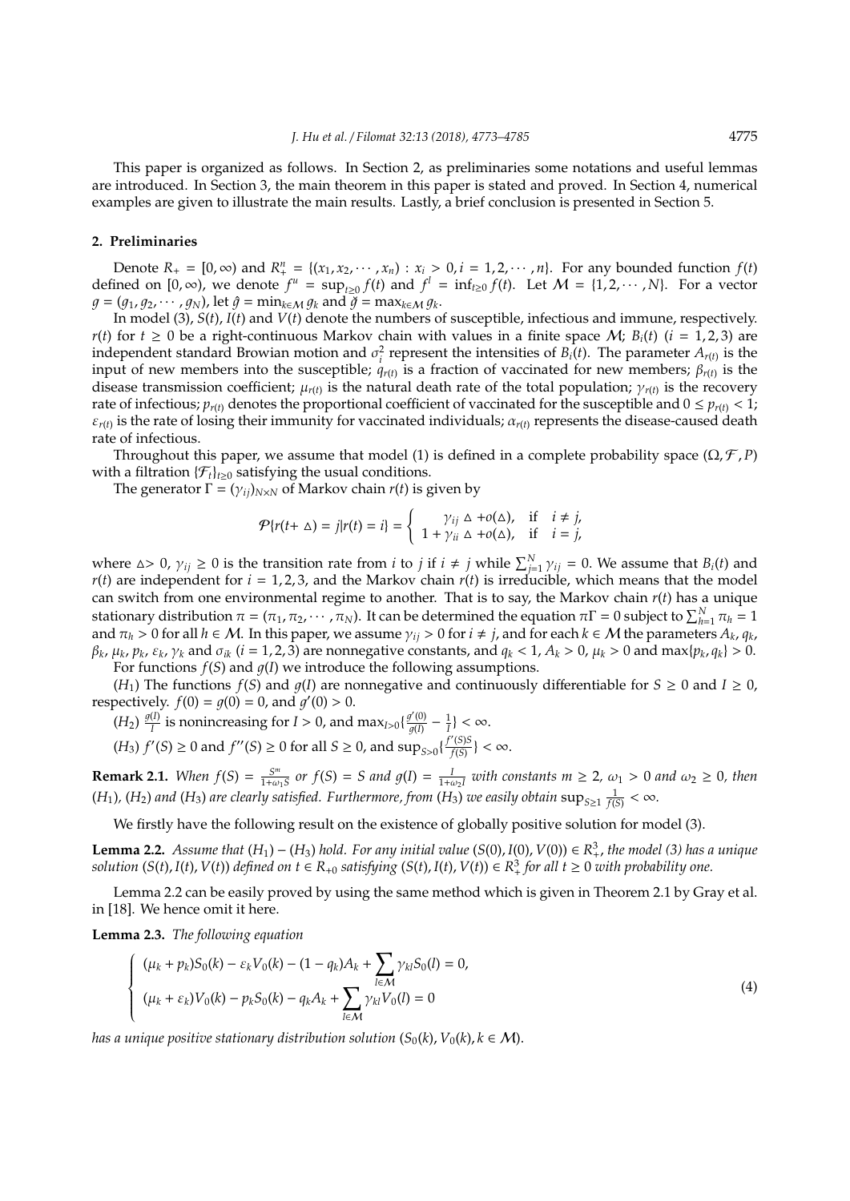This paper is organized as follows. In Section 2, as preliminaries some notations and useful lemmas are introduced. In Section 3, the main theorem in this paper is stated and proved. In Section 4, numerical examples are given to illustrate the main results. Lastly, a brief conclusion is presented in Section 5.

## 2. Preliminaries

Denote $R_+ = [0, \infty)$ and $R_+^n = \{(x_1, x_2, \cdots, x_n) : x_i > 0, i = 1, 2, \cdots, n\}$. For any bounded function $f(t)$ defined on $[0, \infty)$, we denote $f^u = \sup_{t\geq 0} f(t)$ and $f^l = \inf_{t\geq 0} f(t)$. Let $\mathcal{M} = \{1, 2, \cdots, N\}$. For a vector $g = (g_1, g_2, \cdots, g_N)$, let $\hat{g} = \min_{k\in\mathcal{M}} g_k$ and $\check{g} = \max_{k\in\mathcal{M}} g_k$.

In model (3), $S(t)$, $I(t)$ and $V(t)$ denote the numbers of susceptible, infectious and immune, respectively. $r(t)$ for $t \geq 0$ be a right-continuous Markov chain with values in a finite space $\mathcal{M}$; $B_i(t)$ $(i = 1, 2, 3)$ are independent standard Browian motion and $\sigma_i^2$ represent the intensities of $B_i(t)$. The parameter $A_{r(t)}$ is the input of new members into the susceptible; $q_{r(t)}$ is a fraction of vaccinated for new members; $\beta_{r(t)}$ is the disease transmission coefficient; $\mu_{r(t)}$ is the natural death rate of the total population; $\gamma_{r(t)}$ is the recovery rate of infectious; $p_{r(t)}$ denotes the proportional coefficient of vaccinated for the susceptible and $0 \leq p_{r(t)} < 1$; $\varepsilon_{r(t)}$ is the rate of losing their immunity for vaccinated individuals; $\alpha_{r(t)}$ represents the disease-caused death rate of infectious.

Throughout this paper, we assume that model (1) is defined in a complete probability space $(\Omega, \mathcal{F}, P)$ with a filtration $\{\mathcal{F}_t\}_{t\geq 0}$ satisfying the usual conditions.

The generator $\Gamma = (\gamma_{ij})_{N\times N}$ of Markov chain $r(t)$ is given by

$$\mathcal{P}\{r(t+\vartriangle) = j | r(t) = i\} = \begin{cases} \gamma_{ij} \vartriangle + o(\vartriangle), & \text{if } \quad i \neq j, \\ 1 + \gamma_{ii} \vartriangle + o(\vartriangle), & \text{if } \quad i = j, \end{cases}$$

where $\vartriangle > 0$, $\gamma_{ij} \geq 0$ is the transition rate from $i$ to $j$ if $i \neq j$ while $\sum_{j=1}^{N} \gamma_{ij} = 0$. We assume that $B_i(t)$ and $r(t)$ are independent for $i = 1, 2, 3$, and the Markov chain $r(t)$ is irreducible, which means that the model can switch from one environmental regime to another. That is to say, the Markov chain $r(t)$ has a unique stationary distribution $\pi = (\pi_1, \pi_2, \cdots, \pi_N)$. It can be determined the equation $\pi\Gamma = 0$ subject to $\sum_{h=1}^{N} \pi_h = 1$ and $\pi_h > 0$ for all $h \in \mathcal{M}$. In this paper, we assume $\gamma_{ij} > 0$ for $i \neq j$, and for each $k \in \mathcal{M}$ the parameters $A_k$, $q_k$, $\beta_k$, $\mu_k$, $p_k$, $\varepsilon_k$, $\gamma_k$ and $\sigma_{ik}$ $(i = 1, 2, 3)$ are nonnegative constants, and $q_k < 1$, $A_k > 0$, $\mu_k > 0$ and $\max\{p_k, q_k\} > 0$.

For functions $f(S)$ and $g(I)$ we introduce the following assumptions.

$(H_1)$ The functions $f(S)$ and $g(I)$ are nonnegative and continuously differentiable for $S \geq 0$ and $I \geq 0$, respectively. $f(0) = g(0) = 0$, and $g'(0) > 0$.

$(H_2)$ $\frac{g(I)}{I}$ is nonincreasing for $I > 0$, and $\max_{I>0}\{\frac{g'(0)}{g(I)} - \frac{1}{I}\} < \infty$.

$(H_3)$ $f'(S) \geq 0$ and $f''(S) \geq 0$ for all $S \geq 0$, and $\sup_{S>0}\{\frac{f'(S)S}{f(S)}\} < \infty$.

**Remark 2.1.** *When $f(S) = \frac{S^m}{1+\omega_1 S}$ or $f(S) = S$ and $g(I) = \frac{I}{1+\omega_2 I}$ with constants $m \geq 2$, $\omega_1 > 0$ and $\omega_2 \geq 0$, then $(H_1)$, $(H_2)$ and $(H_3)$ are clearly satisfied. Furthermore, from $(H_3)$ we easily obtain $\sup_{S\geq 1} \frac{1}{f(S)} < \infty$.*

We firstly have the following result on the existence of globally positive solution for model (3).

**Lemma 2.2.** *Assume that $(H_1) - (H_3)$ hold. For any initial value $(S(0), I(0), V(0)) \in R_+^3$, the model (3) has a unique solution $(S(t), I(t), V(t))$ defined on $t \in R_{+0}$ satisfying $(S(t), I(t), V(t)) \in R_+^3$ for all $t \geq 0$ with probability one.*

Lemma 2.2 can be easily proved by using the same method which is given in Theorem 2.1 by Gray et al. in [18]. We hence omit it here.

**Lemma 2.3.** *The following equation*

$$\begin{cases} (\mu_k + p_k)S_0(k) - \varepsilon_k V_0(k) - (1 - q_k)A_k + \sum_{l\in\mathcal{M}} \gamma_{kl} S_0(l) = 0, \\ (\mu_k + \varepsilon_k)V_0(k) - p_k S_0(k) - q_k A_k + \sum_{l\in\mathcal{M}} \gamma_{kl} V_0(l) = 0 \end{cases} \tag{4}$$

*has a unique positive stationary distribution solution $(S_0(k), V_0(k), k \in \mathcal{M})$.*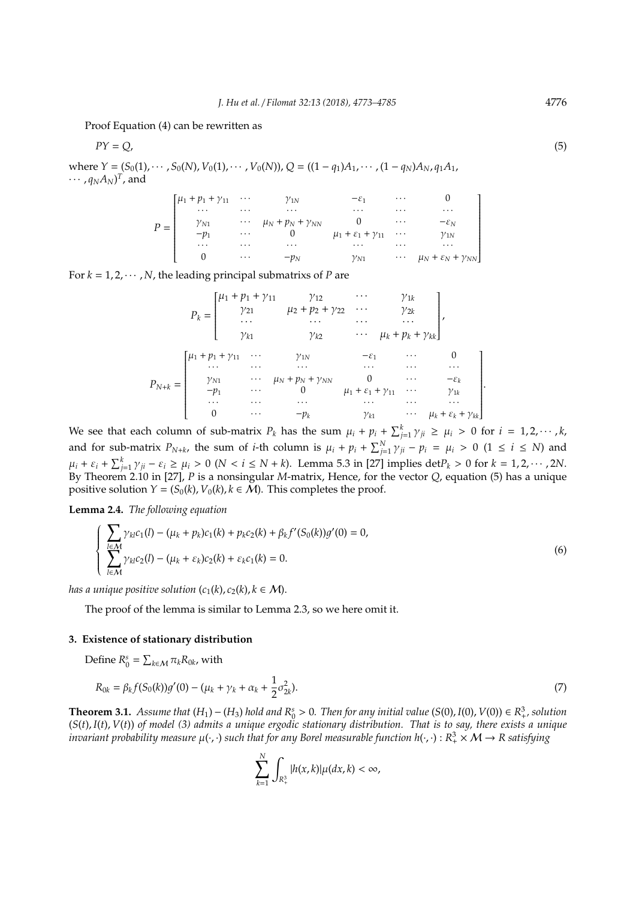Proof Equation (4) can be rewritten as

$$PY = Q, \tag{5}$$

where $Y = (S_0(1), \cdots, S_0(N), V_0(1), \cdots, V_0(N))$, $Q = ((1-q_1)A_1, \cdots, (1-q_N)A_N, q_1A_1, \cdots, q_NA_N)^T$, and

$$P = \begin{bmatrix} \mu_1 + p_1 + \gamma_{11} & \cdots & \gamma_{1N} & -\varepsilon_1 & \cdots & 0 \\ \cdots & \cdots & \cdots & \cdots & \cdots & \cdots \\ \gamma_{N1} & \cdots & \mu_N + p_N + \gamma_{NN} & 0 & \cdots & -\varepsilon_N \\ -p_1 & \cdots & 0 & \mu_1 + \varepsilon_1 + \gamma_{11} & \cdots & \gamma_{1N} \\ \cdots & \cdots & \cdots & \cdots & \cdots & \cdots \\ 0 & \cdots & -p_N & \gamma_{N1} & \cdots & \mu_N + \varepsilon_N + \gamma_{NN} \end{bmatrix}$$

For $k = 1, 2, \cdots, N$, the leading principal submatrixs of $P$ are

$$P_k = \begin{bmatrix} \mu_1 + p_1 + \gamma_{11} & \gamma_{12} & \cdots & \gamma_{1k} \\ \gamma_{21} & \mu_2 + p_2 + \gamma_{22} & \cdots & \gamma_{2k} \\ \cdots & \cdots & \cdots & \cdots \\ \gamma_{k1} & \gamma_{k2} & \cdots & \mu_k + p_k + \gamma_{kk} \end{bmatrix},$$

$$P_{N+k} = \begin{bmatrix} \mu_1 + p_1 + \gamma_{11} & \cdots & \gamma_{1N} & -\varepsilon_1 & \cdots & 0 \\ \cdots & \cdots & \cdots & \cdots & \cdots & \cdots \\ \gamma_{N1} & \cdots & \mu_N + p_N + \gamma_{NN} & 0 & \cdots & -\varepsilon_k \\ -p_1 & \cdots & 0 & \mu_1 + \varepsilon_1 + \gamma_{11} & \cdots & \gamma_{1k} \\ \cdots & \cdots & \cdots & \cdots & \cdots & \cdots \\ 0 & \cdots & -p_k & \gamma_{k1} & \cdots & \mu_k + \varepsilon_k + \gamma_{kk} \end{bmatrix}.$$

We see that each column of sub-matrix $P_k$ has the sum $\mu_i + p_i + \sum_{j=1}^{k} \gamma_{ji} \geq \mu_i > 0$ for $i = 1, 2, \cdots, k$, and for sub-matrix $P_{N+k}$, the sum of $i$-th column is $\mu_i + p_i + \sum_{j=1}^{N} \gamma_{ji} - p_i = \mu_i > 0$ $(1 \leq i \leq N)$ and $\mu_i + \varepsilon_i + \sum_{j=1}^{k} \gamma_{ji} - \varepsilon_i \geq \mu_i > 0$ $(N < i \leq N + k)$. Lemma 5.3 in [27] implies $\det P_k > 0$ for $k = 1, 2, \cdots, 2N$. By Theorem 2.10 in [27], $P$ is a nonsingular $M$-matrix, Hence, for the vector $Q$, equation (5) has a unique positive solution $Y = (S_0(k), V_0(k), k \in \mathcal{M})$. This completes the proof.

**Lemma 2.4.** *The following equation*

$$\begin{cases} \sum_{l \in \mathcal{M}} \gamma_{kl} c_1(l) - (\mu_k + p_k) c_1(k) + p_k c_2(k) + \beta_k f'(S_0(k)) g'(0) = 0, \\ \sum_{l \in \mathcal{M}} \gamma_{kl} c_2(l) - (\mu_k + \varepsilon_k) c_2(k) + \varepsilon_k c_1(k) = 0. \end{cases} \tag{6}$$

*has a unique positive solution* $(c_1(k), c_2(k), k \in \mathcal{M})$.

The proof of the lemma is similar to Lemma 2.3, so we here omit it.

## 3. Existence of stationary distribution

Define $R_0^s = \sum_{k \in \mathcal{M}} \pi_k R_{0k}$, with

$$R_{0k} = \beta_k f(S_0(k)) g'(0) - (\mu_k + \gamma_k + \alpha_k + \frac{1}{2}\sigma_{2k}^2). \tag{7}$$

**Theorem 3.1.** *Assume that* $(H_1) - (H_3)$ *hold and* $R_0^s > 0$. *Then for any initial value* $(S(0), I(0), V(0)) \in R_+^3$, *solution* $(S(t), I(t), V(t))$ *of model (3) admits a unique ergodic stationary distribution. That is to say, there exists a unique invariant probability measure* $\mu(\cdot, \cdot)$ *such that for any Borel measurable function* $h(\cdot, \cdot) : R_+^3 \times \mathcal{M} \to R$ *satisfying*

$$\sum_{k=1}^{N} \int_{R_+^3} |h(x, k)| \mu(dx, k) < \infty,$$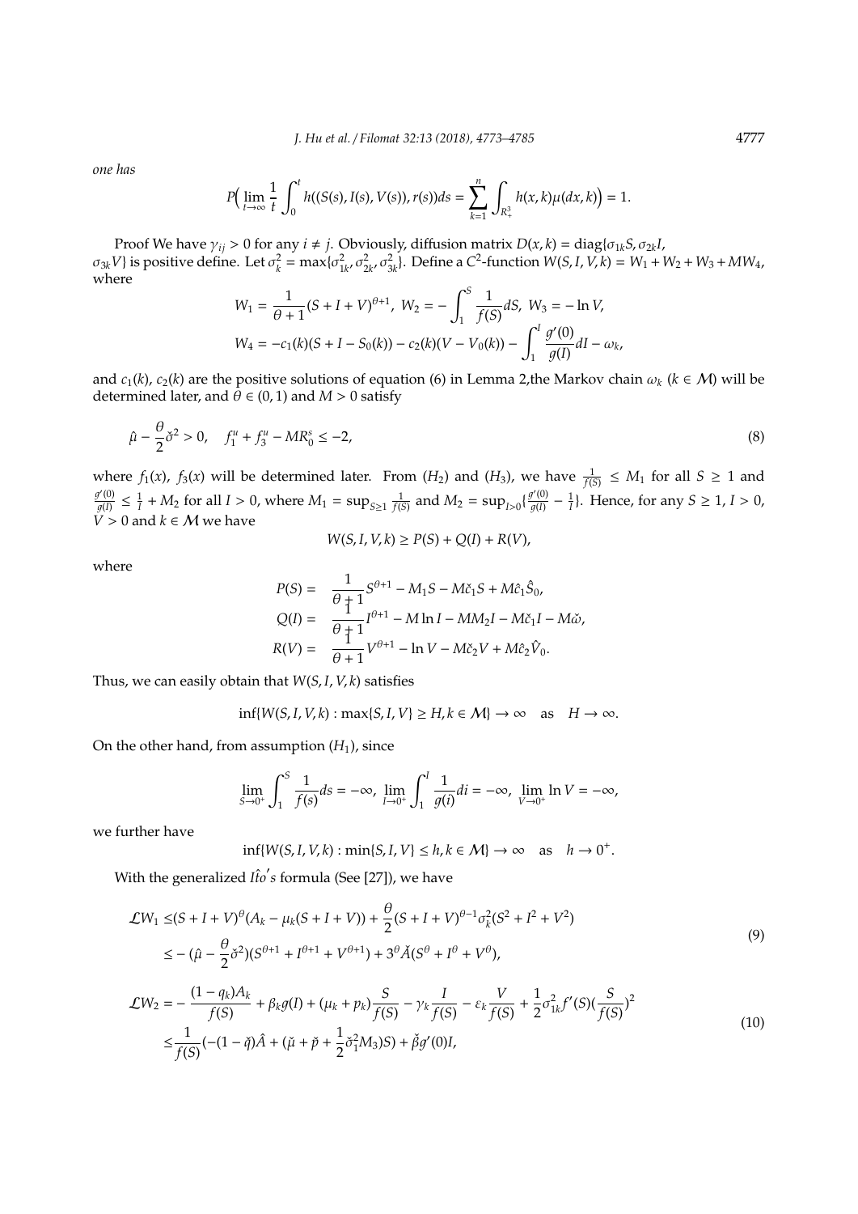*one has*

$$P\Big(\lim_{t\to\infty}\frac{1}{t}\int_0^t h((S(s),I(s),V(s)),r(s))ds=\sum_{k=1}^{n}\int_{R_+^3}h(x,k)\mu(dx,k)\Big)=1.$$

Proof We have $\gamma_{ij}>0$ for any $i\neq j$. Obviously, diffusion matrix $D(x,k)=\text{diag}\{\sigma_{1k}S,\sigma_{2k}I,\sigma_{3k}V\}$ is positive define. Let $\sigma_k^2=\max\{\sigma_{1k}^2,\sigma_{2k}^2,\sigma_{3k}^2\}$. Define a $C^2$-function $W(S,I,V,k)=W_1+W_2+W_3+MW_4$, where

$$W_1=\frac{1}{\theta+1}(S+I+V)^{\theta+1},\ W_2=-\int_1^S\frac{1}{f(S)}dS,\ W_3=-\ln V,$$
$$W_4=-c_1(k)(S+I-S_0(k))-c_2(k)(V-V_0(k))-\int_1^I\frac{g'(0)}{g(I)}dI-\omega_k,$$

and $c_1(k)$, $c_2(k)$ are the positive solutions of equation (6) in Lemma 2,the Markov chain $\omega_k$ ($k\in\mathcal{M}$) will be determined later, and $\theta\in(0,1)$ and $M>0$ satisfy

$$\hat{\mu}-\frac{\theta}{2}\check{\sigma}^2>0,\quad f_1^u+f_3^u-MR_0^s\leq-2,\tag{8}$$

where $f_1(x)$, $f_3(x)$ will be determined later. From $(H_2)$ and $(H_3)$, we have $\frac{1}{f(S)}\leq M_1$ for all $S\geq1$ and $\frac{g'(0)}{g(I)}\leq\frac{1}{I}+M_2$ for all $I>0$, where $M_1=\sup_{S\geq1}\frac{1}{f(S)}$ and $M_2=\sup_{I>0}\{\frac{g'(0)}{g(I)}-\frac{1}{I}\}$. Hence, for any $S\geq1$, $I>0$, $V>0$ and $k\in\mathcal{M}$ we have

$$W(S,I,V,k)\geq P(S)+Q(I)+R(V),$$

where

$$\begin{aligned}
P(S)=&\ \frac{1}{\theta+1}S^{\theta+1}-M_1S-M\check{c}_1S+M\hat{c}_1\hat{S}_0,\\
Q(I)=&\ \frac{1}{\theta+1}I^{\theta+1}-M\ln I-MM_2I-M\check{c}_1I-M\check{\omega},\\
R(V)=&\ \frac{1}{\theta+1}V^{\theta+1}-\ln V-M\check{c}_2V+M\hat{c}_2\hat{V}_0.
\end{aligned}$$

Thus, we can easily obtain that $W(S,I,V,k)$ satisfies

$$\inf\{W(S,I,V,k):\max\{S,I,V\}\geq H,k\in\mathcal{M}\}\to\infty\quad\text{as}\quad H\to\infty.$$

On the other hand, from assumption $(H_1)$, since

$$\lim_{S\to0^+}\int_1^S\frac{1}{f(s)}ds=-\infty,\ \lim_{I\to0^+}\int_1^I\frac{1}{g(i)}di=-\infty,\ \lim_{V\to0^+}\ln V=-\infty,$$

we further have

$$\inf\{W(S,I,V,k):\min\{S,I,V\}\leq h,k\in\mathcal{M}\}\to\infty\quad\text{as}\quad h\to0^+.$$

With the generalized $I\hat{t}o's$ formula (See [27]), we have

$$\begin{aligned}
\mathcal{L}W_1\leq&(S+I+V)^\theta(A_k-\mu_k(S+I+V))+\frac{\theta}{2}(S+I+V)^{\theta-1}\sigma_k^2(S^2+I^2+V^2)\\
\leq&-(\hat{\mu}-\frac{\theta}{2}\check{\sigma}^2)(S^{\theta+1}+I^{\theta+1}+V^{\theta+1})+3^\theta\check{A}(S^\theta+I^\theta+V^\theta),
\end{aligned}\tag{9}$$

$$\begin{aligned}
\mathcal{L}W_2=&-\frac{(1-q_k)A_k}{f(S)}+\beta_kg(I)+(\mu_k+p_k)\frac{S}{f(S)}-\gamma_k\frac{I}{f(S)}-\varepsilon_k\frac{V}{f(S)}+\frac{1}{2}\sigma_{1k}^2f'(S)(\frac{S}{f(S)})^2\\
\leq&\frac{1}{f(S)}(-(1-\check{q})\hat{A}+(\check{\mu}+\check{p}+\frac{1}{2}\check{\sigma}_1^2M_3)S)+\check{\beta}g'(0)I,
\end{aligned}\tag{10}$$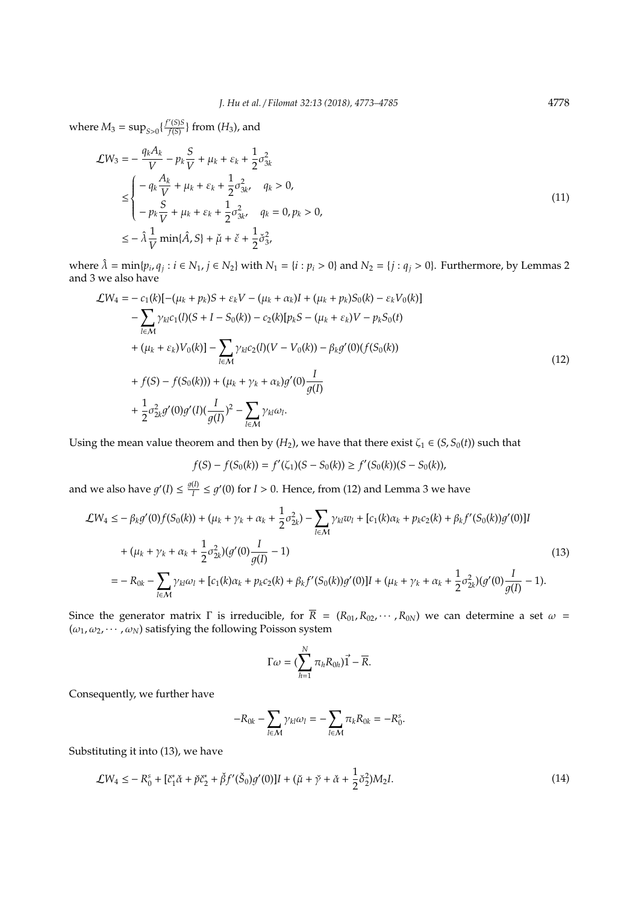where $M_3 = \sup_{S>0}\{\frac{f'(S)S}{f(S)}\}$ from $(H_3)$, and

$$
\begin{aligned}
\mathcal{L}W_3 =& -\frac{q_k A_k}{V} - p_k\frac{S}{V} + \mu_k + \varepsilon_k + \frac{1}{2}\sigma_{3k}^2 \\
\leq& \begin{cases} -q_k\dfrac{A_k}{V} + \mu_k + \varepsilon_k + \dfrac{1}{2}\sigma_{3k}^2, & q_k > 0, \\ -p_k\dfrac{S}{V} + \mu_k + \varepsilon_k + \dfrac{1}{2}\sigma_{3k}^2, & q_k = 0, p_k > 0, \end{cases} \\
\leq& -\hat{\lambda}\frac{1}{V}\min\{\hat{A}, S\} + \check{\mu} + \check{\varepsilon} + \frac{1}{2}\check{\sigma}_3^2,
\end{aligned}
\tag{11}
$$

where $\hat{\lambda} = \min\{p_i, q_j : i \in N_1, j \in N_2\}$ with $N_1 = \{i : p_i > 0\}$ and $N_2 = \{j : q_j > 0\}$. Furthermore, by Lemmas 2 and 3 we also have

$$
\begin{aligned}
\mathcal{L}W_4 =& -c_1(k)[-(\mu_k + p_k)S + \varepsilon_k V - (\mu_k + \alpha_k)I + (\mu_k + p_k)S_0(k) - \varepsilon_k V_0(k)] \\
& - \sum_{l\in\mathcal{M}} \gamma_{kl} c_1(l)(S + I - S_0(k)) - c_2(k)[p_k S - (\mu_k + \varepsilon_k)V - p_k S_0(t) \\
& + (\mu_k + \varepsilon_k)V_0(k)] - \sum_{l\in\mathcal{M}} \gamma_{kl} c_2(l)(V - V_0(k)) - \beta_k g'(0)(f(S_0(k)) \\
& + f(S) - f(S_0(k))) + (\mu_k + \gamma_k + \alpha_k)g'(0)\frac{I}{g(I)} \\
& + \frac{1}{2}\sigma_{2k}^2 g'(0)g'(I)(\frac{I}{g(I)})^2 - \sum_{l\in\mathcal{M}} \gamma_{kl}\omega_l.
\end{aligned}
\tag{12}
$$

Using the mean value theorem and then by $(H_2)$, we have that there exist $\zeta_1 \in (S, S_0(t))$ such that

$$f(S) - f(S_0(k)) = f'(\zeta_1)(S - S_0(k)) \geq f'(S_0(k))(S - S_0(k)),$$

and we also have $g'(I) \leq \frac{g(I)}{I} \leq g'(0)$ for $I > 0$. Hence, from (12) and Lemma 3 we have

$$
\begin{aligned}
\mathcal{L}W_4 \leq& -\beta_k g'(0)f(S_0(k)) + (\mu_k + \gamma_k + \alpha_k + \frac{1}{2}\sigma_{2k}^2) - \sum_{l\in\mathcal{M}} \gamma_{kl} w_l + [c_1(k)\alpha_k + p_k c_2(k) + \beta_k f'(S_0(k))g'(0)]I \\
& + (\mu_k + \gamma_k + \alpha_k + \frac{1}{2}\sigma_{2k}^2)(g'(0)\frac{I}{g(I)} - 1) \\
=& -R_{0k} - \sum_{l\in\mathcal{M}} \gamma_{kl}\omega_l + [c_1(k)\alpha_k + p_k c_2(k) + \beta_k f'(S_0(k))g'(0)]I + (\mu_k + \gamma_k + \alpha_k + \frac{1}{2}\sigma_{2k}^2)(g'(0)\frac{I}{g(I)} - 1).
\end{aligned}
\tag{13}
$$

Since the generator matrix $\Gamma$ is irreducible, for $\overline{R} = (R_{01}, R_{02}, \cdots, R_{0N})$ we can determine a set $\omega = (\omega_1, \omega_2, \cdots, \omega_N)$ satisfying the following Poisson system

$$\Gamma\omega = (\sum_{h=1}^{N} \pi_h R_{0h})\vec{1} - \overline{R}.$$

Consequently, we further have

$$-R_{0k} - \sum_{l\in\mathcal{M}} \gamma_{kl}\omega_l = -\sum_{l\in\mathcal{M}} \pi_k R_{0k} = -R_0^s.$$

Substituting it into (13), we have

$$\mathcal{L}W_4 \leq -R_0^s + [\check{c}_1^*\check{\alpha} + \check{p}\check{c}_2^* + \check{\beta}f'(\check{S}_0)g'(0)]I + (\check{\mu} + \check{\gamma} + \check{\alpha} + \frac{1}{2}\check{\sigma}_2^2)M_2 I. \tag{14}$$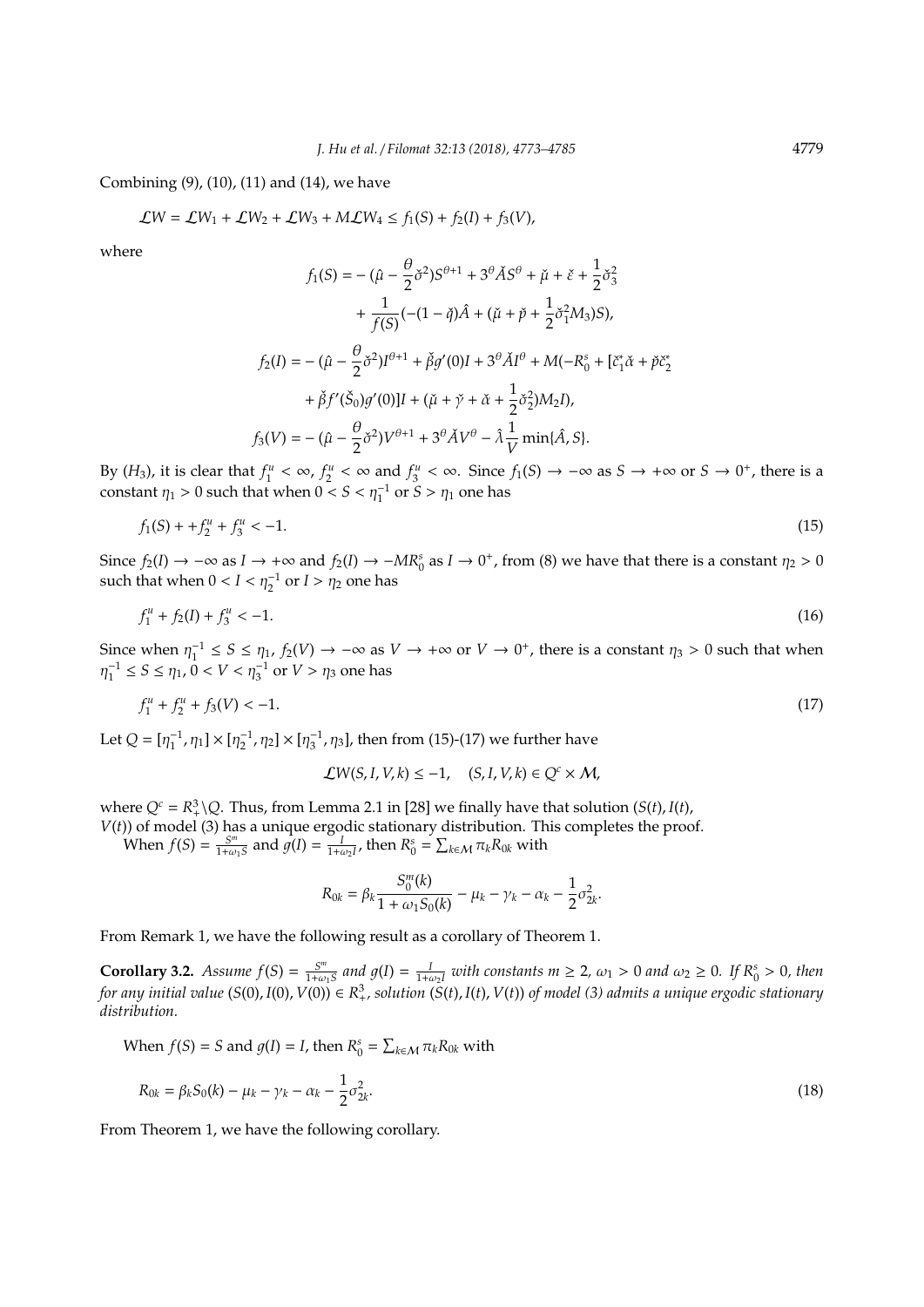Combining (9), (10), (11) and (14), we have

$$\mathcal{L}W = \mathcal{L}W_1 + \mathcal{L}W_2 + \mathcal{L}W_3 + M\mathcal{L}W_4 \leq f_1(S) + f_2(I) + f_3(V),$$

where

$$\begin{aligned}
f_1(S) &= -(\hat{\mu} - \frac{\theta}{2}\check{\sigma}^2)S^{\theta+1} + 3^\theta \check{A} S^\theta + \check{\mu} + \check{\varepsilon} + \frac{1}{2}\check{\sigma}_3^2 \\
&\quad + \frac{1}{f(S)}(-(1-\check{q})\hat{A} + (\check{\mu} + \check{p} + \frac{1}{2}\check{\sigma}_1^2 M_3)S), \\
f_2(I) &= -(\hat{\mu} - \frac{\theta}{2}\check{\sigma}^2)I^{\theta+1} + \check{\beta}g'(0)I + 3^\theta \check{A} I^\theta + M(-R_0^s + [\check{c}_1^*\check{\alpha} + \check{p}\check{c}_2^* \\
&\quad + \check{\beta} f'(\check{S}_0) g'(0)]I + (\check{\mu} + \check{\gamma} + \check{\alpha} + \frac{1}{2}\check{\sigma}_2^2)M_2 I), \\
f_3(V) &= -(\hat{\mu} - \frac{\theta}{2}\check{\sigma}^2)V^{\theta+1} + 3^\theta \check{A} V^\theta - \hat{\lambda}\frac{1}{V}\min\{\hat{A}, S\}.
\end{aligned}$$

By $(H_3)$, it is clear that $f_1^u < \infty$, $f_2^u < \infty$ and $f_3^u < \infty$. Since $f_1(S) \to -\infty$ as $S \to +\infty$ or $S \to 0^+$, there is a constant $\eta_1 > 0$ such that when $0 < S < \eta_1^{-1}$ or $S > \eta_1$ one has

$$f_1(S) + +f_2^u + f_3^u < -1. \tag{15}$$

Since $f_2(I) \to -\infty$ as $I \to +\infty$ and $f_2(I) \to -MR_0^s$ as $I \to 0^+$, from (8) we have that there is a constant $\eta_2 > 0$ such that when $0 < I < \eta_2^{-1}$ or $I > \eta_2$ one has

$$f_1^u + f_2(I) + f_3^u < -1. \tag{16}$$

Since when $\eta_1^{-1} \leq S \leq \eta_1$, $f_2(V) \to -\infty$ as $V \to +\infty$ or $V \to 0^+$, there is a constant $\eta_3 > 0$ such that when $\eta_1^{-1} \leq S \leq \eta_1$, $0 < V < \eta_3^{-1}$ or $V > \eta_3$ one has

$$f_1^u + f_2^u + f_3(V) < -1. \tag{17}$$

Let $Q = [\eta_1^{-1}, \eta_1] \times [\eta_2^{-1}, \eta_2] \times [\eta_3^{-1}, \eta_3]$, then from (15)-(17) we further have

$$\mathcal{L}W(S, I, V, k) \leq -1, \quad (S, I, V, k) \in Q^c \times \mathcal{M},$$

where $Q^c = R_+^3 \backslash Q$. Thus, from Lemma 2.1 in [28] we finally have that solution $(S(t), I(t), V(t))$ of model (3) has a unique ergodic stationary distribution. This completes the proof.

When $f(S) = \frac{S^m}{1+\omega_1 S}$ and $g(I) = \frac{I}{1+\omega_2 I}$, then $R_0^s = \sum_{k \in \mathcal{M}} \pi_k R_{0k}$ with

$$R_{0k} = \beta_k \frac{S_0^m(k)}{1 + \omega_1 S_0(k)} - \mu_k - \gamma_k - \alpha_k - \frac{1}{2}\sigma_{2k}^2.$$

From Remark 1, we have the following result as a corollary of Theorem 1.

**Corollary 3.2.** *Assume $f(S) = \frac{S^m}{1+\omega_1 S}$ and $g(I) = \frac{I}{1+\omega_2 I}$ with constants $m \geq 2$, $\omega_1 > 0$ and $\omega_2 \geq 0$. If $R_0^s > 0$, then for any initial value $(S(0), I(0), V(0)) \in R_+^3$, solution $(S(t), I(t), V(t))$ of model (3) admits a unique ergodic stationary distribution.*

When $f(S) = S$ and $g(I) = I$, then $R_0^s = \sum_{k \in \mathcal{M}} \pi_k R_{0k}$ with

$$R_{0k} = \beta_k S_0(k) - \mu_k - \gamma_k - \alpha_k - \frac{1}{2}\sigma_{2k}^2. \tag{18}$$

From Theorem 1, we have the following corollary.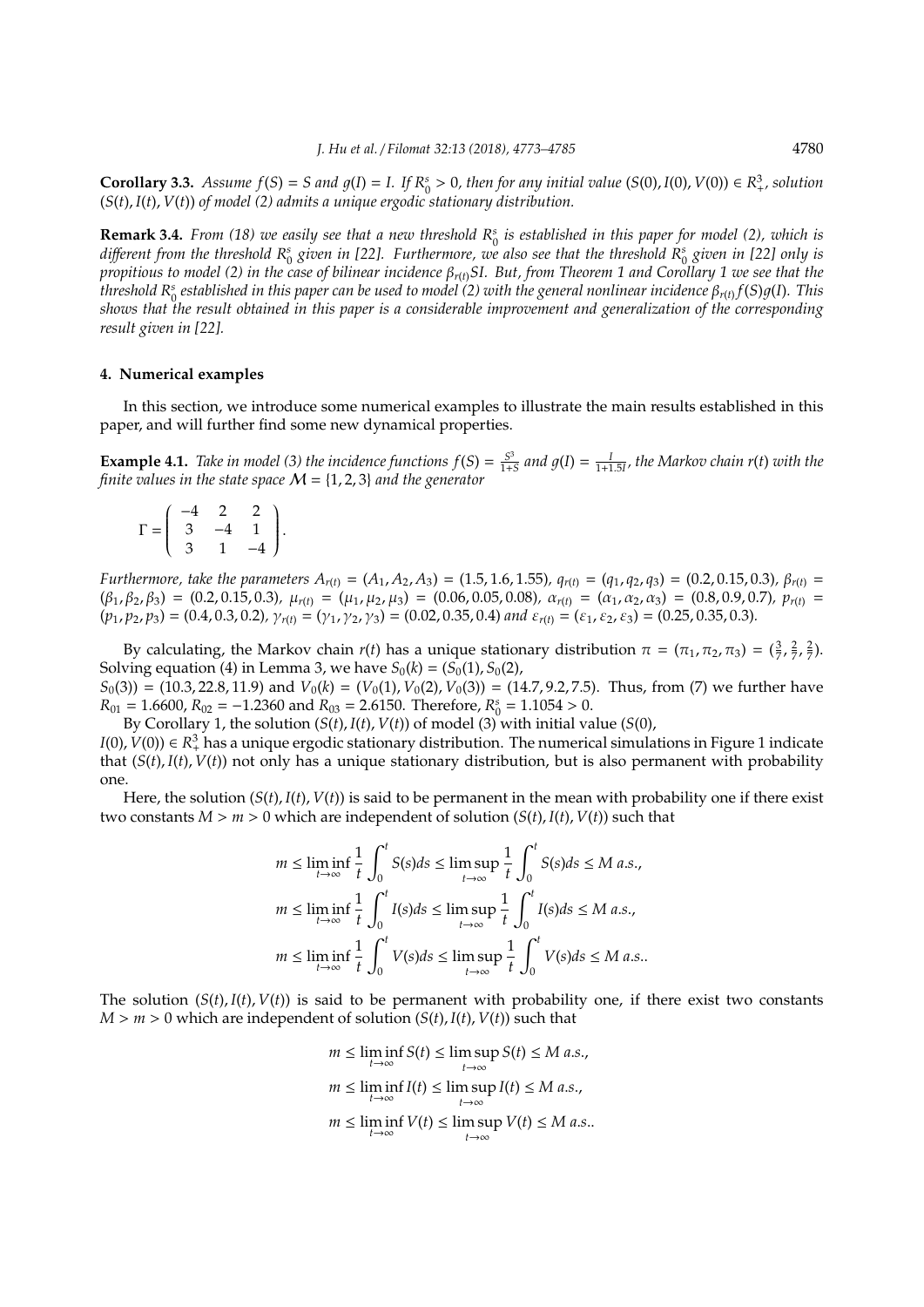**Corollary 3.3.** *Assume $f(S) = S$ and $g(I) = I$. If $R_0^s > 0$, then for any initial value $(S(0), I(0), V(0)) \in R_+^3$, solution $(S(t), I(t), V(t))$ of model (2) admits a unique ergodic stationary distribution.*

**Remark 3.4.** *From (18) we easily see that a new threshold $R_0^s$ is established in this paper for model (2), which is different from the threshold $R_0^s$ given in [22]. Furthermore, we also see that the threshold $R_0^s$ given in [22] only is propitious to model (2) in the case of bilinear incidence $\beta_{r(t)}SI$. But, from Theorem 1 and Corollary 1 we see that the threshold $R_0^s$ established in this paper can be used to model (2) with the general nonlinear incidence $\beta_{r(t)}f(S)g(I)$. This shows that the result obtained in this paper is a considerable improvement and generalization of the corresponding result given in [22].*

## 4. Numerical examples

In this section, we introduce some numerical examples to illustrate the main results established in this paper, and will further find some new dynamical properties.

**Example 4.1.** *Take in model (3) the incidence functions $f(S) = \frac{S^3}{1+S}$ and $g(I) = \frac{I}{1+1.5I}$, the Markov chain $r(t)$ with the finite values in the state space $\mathcal{M} = \{1, 2, 3\}$ and the generator*

$$\Gamma = \begin{pmatrix} -4 & 2 & 2 \\ 3 & -4 & 1 \\ 3 & 1 & -4 \end{pmatrix}.$$

*Furthermore, take the parameters $A_{r(t)} = (A_1, A_2, A_3) = (1.5, 1.6, 1.55)$, $q_{r(t)} = (q_1, q_2, q_3) = (0.2, 0.15, 0.3)$, $\beta_{r(t)} = (\beta_1, \beta_2, \beta_3) = (0.2, 0.15, 0.3)$, $\mu_{r(t)} = (\mu_1, \mu_2, \mu_3) = (0.06, 0.05, 0.08)$, $\alpha_{r(t)} = (\alpha_1, \alpha_2, \alpha_3) = (0.8, 0.9, 0.7)$, $p_{r(t)} = (p_1, p_2, p_3) = (0.4, 0.3, 0.2)$, $\gamma_{r(t)} = (\gamma_1, \gamma_2, \gamma_3) = (0.02, 0.35, 0.4)$ and $\varepsilon_{r(t)} = (\varepsilon_1, \varepsilon_2, \varepsilon_3) = (0.25, 0.35, 0.3)$.*

By calculating, the Markov chain $r(t)$ has a unique stationary distribution $\pi = (\pi_1, \pi_2, \pi_3) = (\frac{3}{7}, \frac{2}{7}, \frac{2}{7})$. Solving equation (4) in Lemma 3, we have $S_0(k) = (S_0(1), S_0(2), S_0(3)) = (10.3, 22.8, 11.9)$ and $V_0(k) = (V_0(1), V_0(2), V_0(3)) = (14.7, 9.2, 7.5)$. Thus, from (7) we further have $R_{01} = 1.6600$, $R_{02} = -1.2360$ and $R_{03} = 2.6150$. Therefore, $R_0^s = 1.1054 > 0$.

By Corollary 1, the solution $(S(t), I(t), V(t))$ of model (3) with initial value $(S(0), I(0), V(0)) \in R_+^3$ has a unique ergodic stationary distribution. The numerical simulations in Figure 1 indicate that $(S(t), I(t), V(t))$ not only has a unique stationary distribution, but is also permanent with probability one.

Here, the solution $(S(t), I(t), V(t))$ is said to be permanent in the mean with probability one if there exist two constants $M > m > 0$ which are independent of solution $(S(t), I(t), V(t))$ such that

$$m \le \liminf_{t\to\infty} \frac{1}{t}\int_0^t S(s)ds \le \limsup_{t\to\infty} \frac{1}{t}\int_0^t S(s)ds \le M \ a.s.,$$
$$m \le \liminf_{t\to\infty} \frac{1}{t}\int_0^t I(s)ds \le \limsup_{t\to\infty} \frac{1}{t}\int_0^t I(s)ds \le M \ a.s.,$$
$$m \le \liminf_{t\to\infty} \frac{1}{t}\int_0^t V(s)ds \le \limsup_{t\to\infty} \frac{1}{t}\int_0^t V(s)ds \le M \ a.s..$$

The solution $(S(t), I(t), V(t))$ is said to be permanent with probability one, if there exist two constants $M > m > 0$ which are independent of solution $(S(t), I(t), V(t))$ such that

$$m \le \liminf_{t\to\infty} S(t) \le \limsup_{t\to\infty} S(t) \le M \ a.s.,$$
$$m \le \liminf_{t\to\infty} I(t) \le \limsup_{t\to\infty} I(t) \le M \ a.s.,$$
$$m \le \liminf_{t\to\infty} V(t) \le \limsup_{t\to\infty} V(t) \le M \ a.s..$$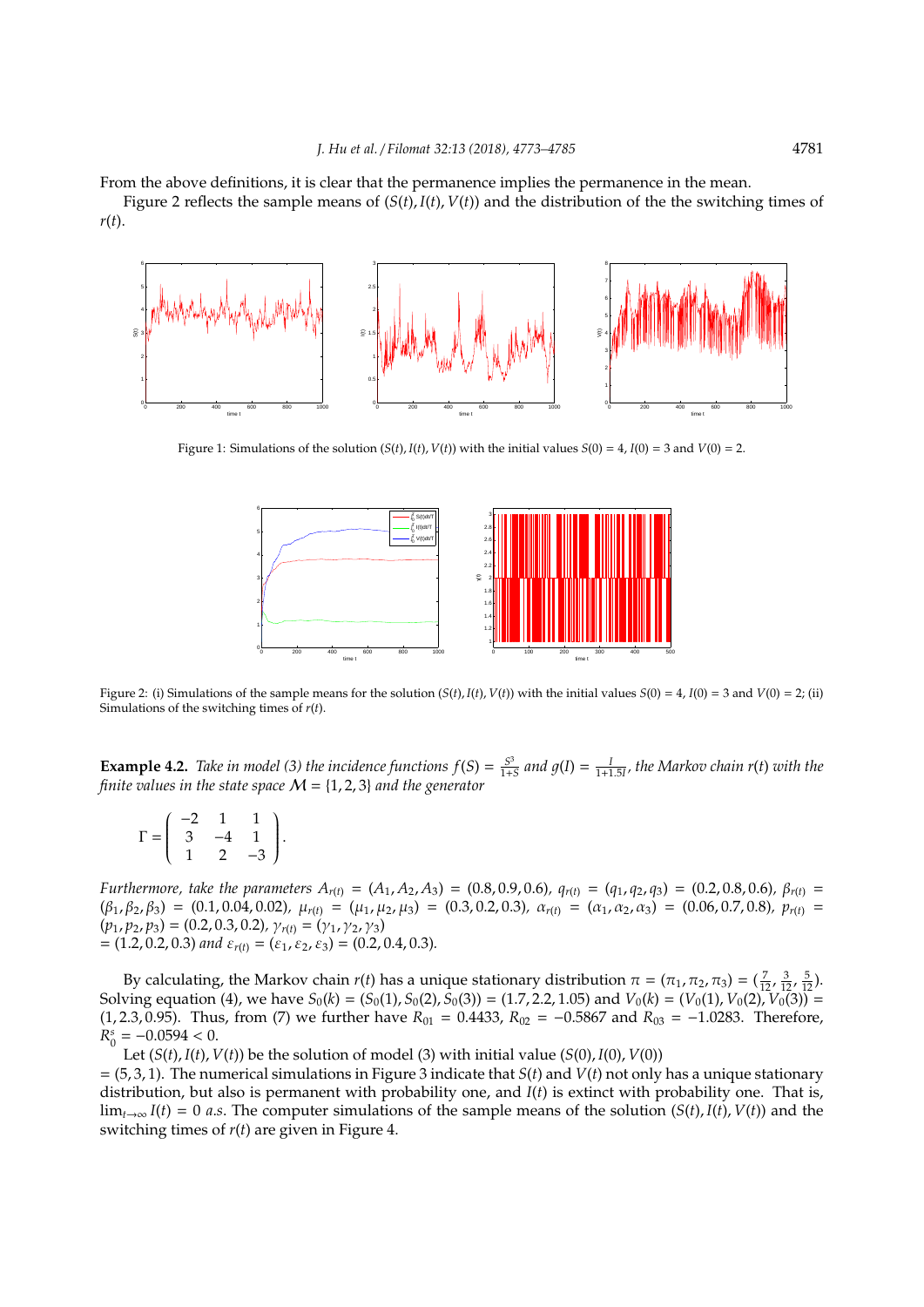From the above definitions, it is clear that the permanence implies the permanence in the mean.

Figure 2 reflects the sample means of $(S(t), I(t), V(t))$ and the distribution of the the switching times of $r(t)$.

Figure 1: Simulations of the solution $(S(t), I(t), V(t))$ with the initial values $S(0) = 4$, $I(0) = 3$ and $V(0) = 2$.

Figure 2: (i) Simulations of the sample means for the solution $(S(t), I(t), V(t))$ with the initial values $S(0) = 4$, $I(0) = 3$ and $V(0) = 2$; (ii) Simulations of the switching times of $r(t)$.

**Example 4.2.** *Take in model (3) the incidence functions* $f(S) = \frac{S^3}{1+S}$ *and* $g(I) = \frac{I}{1+1.5I}$*, the Markov chain* $r(t)$ *with the finite values in the state space* $\mathcal{M} = \{1, 2, 3\}$ *and the generator*

$$\Gamma = \begin{pmatrix} -2 & 1 & 1 \\ 3 & -4 & 1 \\ 1 & 2 & -3 \end{pmatrix}.$$

*Furthermore, take the parameters* $A_{r(t)} = (A_1, A_2, A_3) = (0.8, 0.9, 0.6)$*,* $q_{r(t)} = (q_1, q_2, q_3) = (0.2, 0.8, 0.6)$*,* $\beta_{r(t)} = (\beta_1, \beta_2, \beta_3) = (0.1, 0.04, 0.02)$*,* $\mu_{r(t)} = (\mu_1, \mu_2, \mu_3) = (0.3, 0.2, 0.3)$*,* $\alpha_{r(t)} = (\alpha_1, \alpha_2, \alpha_3) = (0.06, 0.7, 0.8)$*,* $p_{r(t)} = (p_1, p_2, p_3) = (0.2, 0.3, 0.2)$*,* $\gamma_{r(t)} = (\gamma_1, \gamma_2, \gamma_3)$
$= (1.2, 0.2, 0.3)$ *and* $\varepsilon_{r(t)} = (\varepsilon_1, \varepsilon_2, \varepsilon_3) = (0.2, 0.4, 0.3)$*.*

By calculating, the Markov chain $r(t)$ has a unique stationary distribution $\pi = (\pi_1, \pi_2, \pi_3) = (\frac{7}{12}, \frac{3}{12}, \frac{5}{12})$. Solving equation (4), we have $S_0(k) = (S_0(1), S_0(2), S_0(3)) = (1.7, 2.2, 1.05)$ and $V_0(k) = (V_0(1), V_0(2), V_0(3)) = (1, 2.3, 0.95)$. Thus, from (7) we further have $R_{01} = 0.4433$, $R_{02} = -0.5867$ and $R_{03} = -1.0283$. Therefore, $R_0^s = -0.0594 < 0$.

Let $(S(t), I(t), V(t))$ be the solution of model (3) with initial value $(S(0), I(0), V(0))$ $= (5, 3, 1)$. The numerical simulations in Figure 3 indicate that $S(t)$ and $V(t)$ not only has a unique stationary distribution, but also is permanent with probability one, and $I(t)$ is extinct with probability one. That is, $\lim_{t\to\infty} I(t) = 0$ *a.s.* The computer simulations of the sample means of the solution $(S(t), I(t), V(t))$ and the switching times of $r(t)$ are given in Figure 4.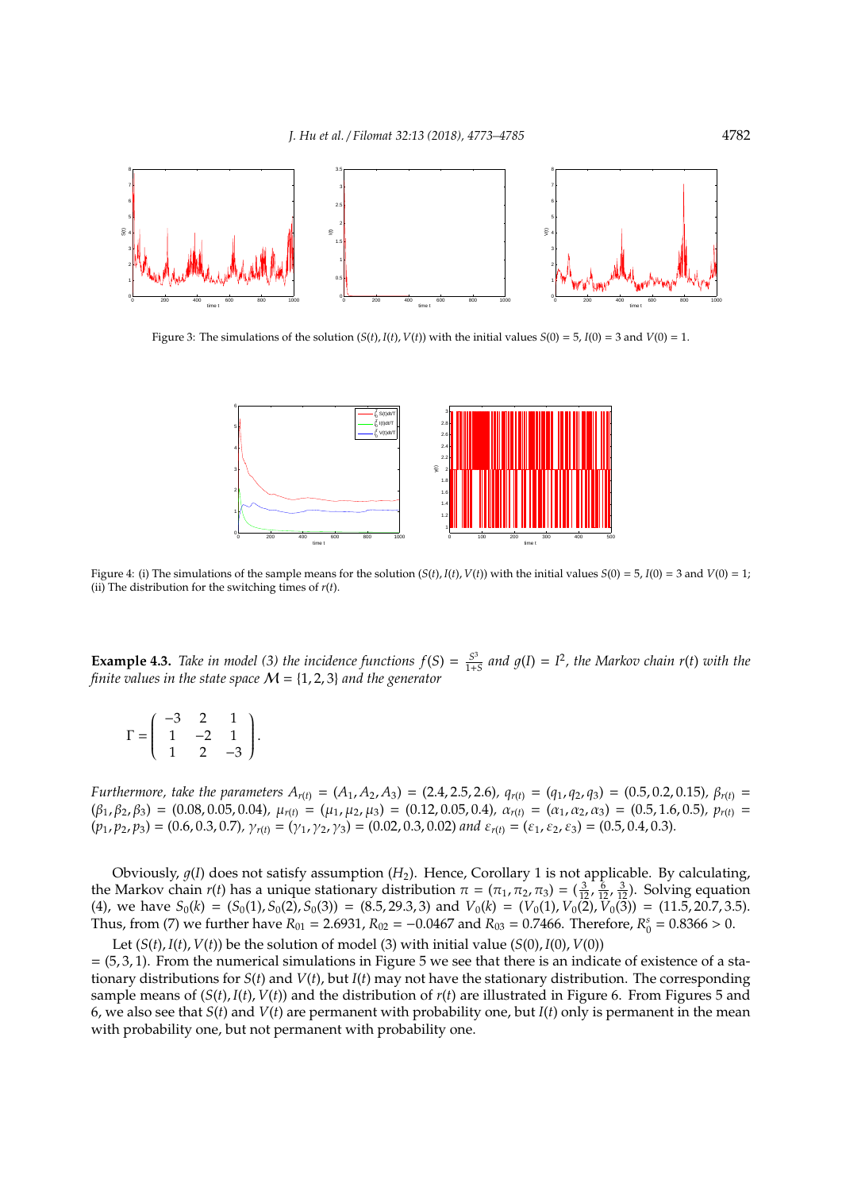Figure 3: The simulations of the solution $(S(t), I(t), V(t))$ with the initial values $S(0) = 5$, $I(0) = 3$ and $V(0) = 1$.

Figure 4: (i) The simulations of the sample means for the solution $(S(t), I(t), V(t))$ with the initial values $S(0) = 5$, $I(0) = 3$ and $V(0) = 1$; (ii) The distribution for the switching times of $r(t)$.

**Example 4.3.** *Take in model (3) the incidence functions* $f(S) = \frac{S^3}{1+S}$ *and* $g(I) = I^2$, *the Markov chain* $r(t)$ *with the finite values in the state space* $\mathcal{M} = \{1, 2, 3\}$ *and the generator*

$$\Gamma = \begin{pmatrix} -3 & 2 & 1 \\ 1 & -2 & 1 \\ 1 & 2 & -3 \end{pmatrix}.$$

*Furthermore, take the parameters* $A_{r(t)} = (A_1, A_2, A_3) = (2.4, 2.5, 2.6)$, $q_{r(t)} = (q_1, q_2, q_3) = (0.5, 0.2, 0.15)$, $\beta_{r(t)} = (\beta_1, \beta_2, \beta_3) = (0.08, 0.05, 0.04)$, $\mu_{r(t)} = (\mu_1, \mu_2, \mu_3) = (0.12, 0.05, 0.4)$, $\alpha_{r(t)} = (\alpha_1, \alpha_2, \alpha_3) = (0.5, 1.6, 0.5)$, $p_{r(t)} = (p_1, p_2, p_3) = (0.6, 0.3, 0.7)$, $\gamma_{r(t)} = (\gamma_1, \gamma_2, \gamma_3) = (0.02, 0.3, 0.02)$ *and* $\varepsilon_{r(t)} = (\varepsilon_1, \varepsilon_2, \varepsilon_3) = (0.5, 0.4, 0.3)$.

Obviously, $g(I)$ does not satisfy assumption $(H_2)$. Hence, Corollary 1 is not applicable. By calculating, the Markov chain $r(t)$ has a unique stationary distribution $\pi = (\pi_1, \pi_2, \pi_3) = (\frac{3}{12}, \frac{6}{12}, \frac{3}{12})$. Solving equation (4), we have $S_0(k) = (S_0(1), S_0(2), S_0(3)) = (8.5, 29.3, 3)$ and $V_0(k) = (V_0(1), V_0(2), V_0(3)) = (11.5, 20.7, 3.5)$. Thus, from (7) we further have $R_{01} = 2.6931$, $R_{02} = -0.0467$ and $R_{03} = 0.7466$. Therefore, $R_0^s = 0.8366 > 0$.

Let $(S(t), I(t), V(t))$ be the solution of model (3) with initial value $(S(0), I(0), V(0)) = (5, 3, 1)$. From the numerical simulations in Figure 5 we see that there is an indicate of existence of a stationary distributions for $S(t)$ and $V(t)$, but $I(t)$ may not have the stationary distribution. The corresponding sample means of $(S(t), I(t), V(t))$ and the distribution of $r(t)$ are illustrated in Figure 6. From Figures 5 and 6, we also see that $S(t)$ and $V(t)$ are permanent with probability one, but $I(t)$ only is permanent in the mean with probability one, but not permanent with probability one.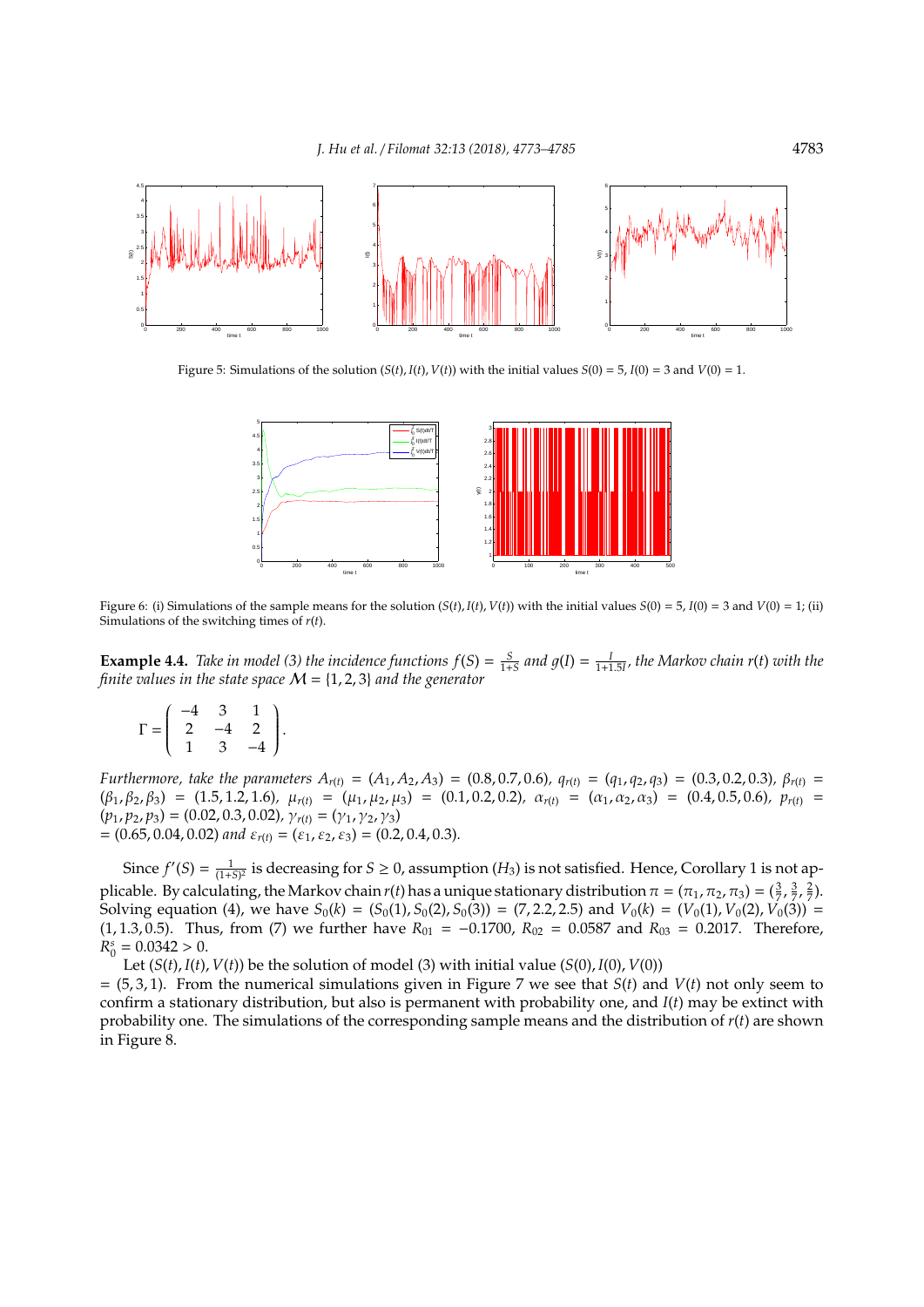Figure 5: Simulations of the solution $(S(t), I(t), V(t))$ with the initial values $S(0) = 5$, $I(0) = 3$ and $V(0) = 1$.

Figure 6: (i) Simulations of the sample means for the solution $(S(t), I(t), V(t))$ with the initial values $S(0) = 5$, $I(0) = 3$ and $V(0) = 1$; (ii) Simulations of the switching times of $r(t)$.

**Example 4.4.** *Take in model (3) the incidence functions* $f(S) = \frac{S}{1+S}$ *and* $g(I) = \frac{I}{1+1.5I}$*, the Markov chain* $r(t)$ *with the finite values in the state space* $\mathcal{M} = \{1, 2, 3\}$ *and the generator*

$$\Gamma = \begin{pmatrix} -4 & 3 & 1 \\ 2 & -4 & 2 \\ 1 & 3 & -4 \end{pmatrix}.$$

*Furthermore, take the parameters* $A_{r(t)} = (A_1, A_2, A_3) = (0.8, 0.7, 0.6)$*,* $q_{r(t)} = (q_1, q_2, q_3) = (0.3, 0.2, 0.3)$*,* $\beta_{r(t)} = (\beta_1, \beta_2, \beta_3) = (1.5, 1.2, 1.6)$*,* $\mu_{r(t)} = (\mu_1, \mu_2, \mu_3) = (0.1, 0.2, 0.2)$*,* $\alpha_{r(t)} = (\alpha_1, \alpha_2, \alpha_3) = (0.4, 0.5, 0.6)$*,* $p_{r(t)} = (p_1, p_2, p_3) = (0.02, 0.3, 0.02)$*,* $\gamma_{r(t)} = (\gamma_1, \gamma_2, \gamma_3)$
$= (0.65, 0.04, 0.02)$ *and* $\varepsilon_{r(t)} = (\varepsilon_1, \varepsilon_2, \varepsilon_3) = (0.2, 0.4, 0.3)$*.*

Since $f'(S) = \frac{1}{(1+S)^2}$ is decreasing for $S \geq 0$, assumption $(H_3)$ is not satisfied. Hence, Corollary 1 is not applicable. By calculating, the Markov chain $r(t)$ has a unique stationary distribution $\pi = (\pi_1, \pi_2, \pi_3) = (\frac{3}{7}, \frac{3}{7}, \frac{2}{7})$. Solving equation (4), we have $S_0(k) = (S_0(1), S_0(2), S_0(3)) = (7, 2.2, 2.5)$ and $V_0(k) = (V_0(1), V_0(2), V_0(3)) = (1, 1.3, 0.5)$. Thus, from (7) we further have $R_{01} = -0.1700$, $R_{02} = 0.0587$ and $R_{03} = 0.2017$. Therefore, $R_0^s = 0.0342 > 0$.

Let $(S(t), I(t), V(t))$ be the solution of model (3) with initial value $(S(0), I(0), V(0))$
$= (5, 3, 1)$. From the numerical simulations given in Figure 7 we see that $S(t)$ and $V(t)$ not only seem to confirm a stationary distribution, but also is permanent with probability one, and $I(t)$ may be extinct with probability one. The simulations of the corresponding sample means and the distribution of $r(t)$ are shown in Figure 8.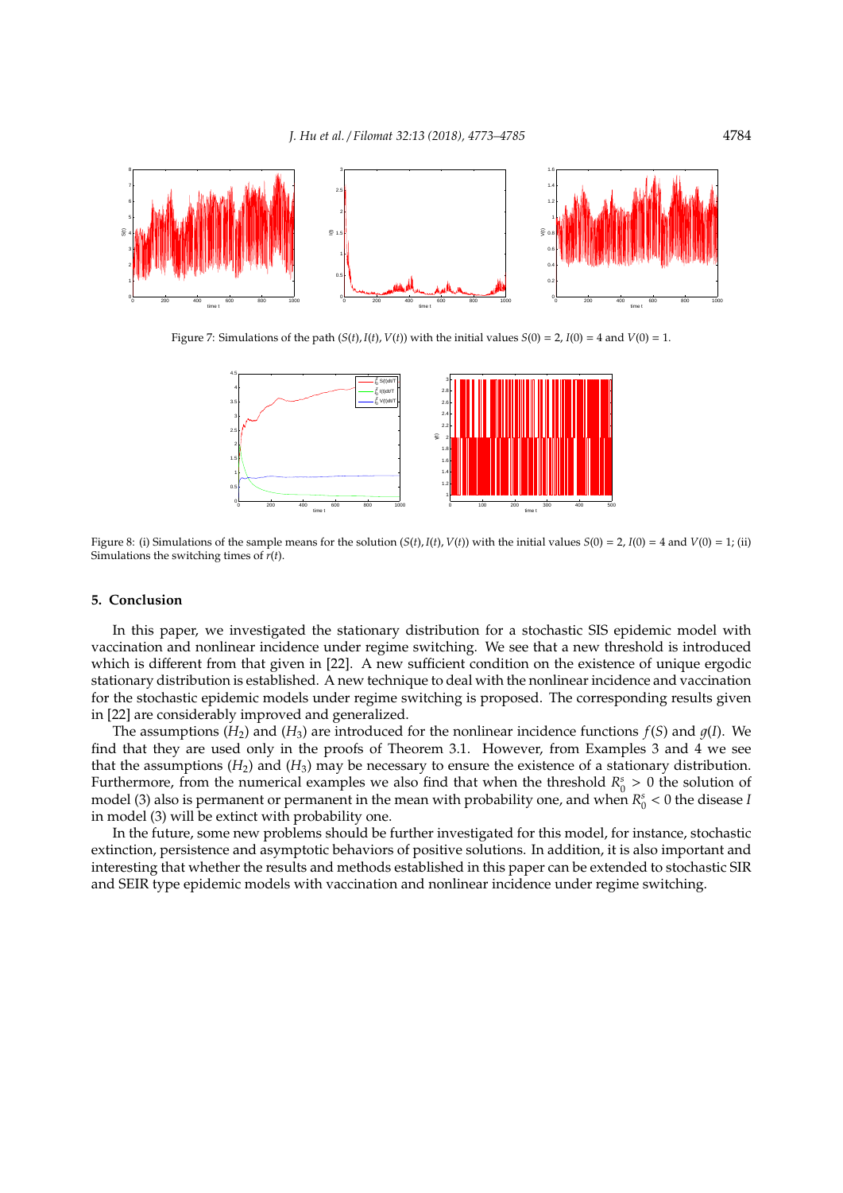Figure 7: Simulations of the path $(S(t), I(t), V(t))$ with the initial values $S(0) = 2$, $I(0) = 4$ and $V(0) = 1$.

Figure 8: (i) Simulations of the sample means for the solution $(S(t), I(t), V(t))$ with the initial values $S(0) = 2$, $I(0) = 4$ and $V(0) = 1$; (ii) Simulations the switching times of $r(t)$.

## 5. Conclusion

In this paper, we investigated the stationary distribution for a stochastic SIS epidemic model with vaccination and nonlinear incidence under regime switching. We see that a new threshold is introduced which is different from that given in [22]. A new sufficient condition on the existence of unique ergodic stationary distribution is established. A new technique to deal with the nonlinear incidence and vaccination for the stochastic epidemic models under regime switching is proposed. The corresponding results given in [22] are considerably improved and generalized.

The assumptions $(H_2)$ and $(H_3)$ are introduced for the nonlinear incidence functions $f(S)$ and $g(I)$. We find that they are used only in the proofs of Theorem 3.1. However, from Examples 3 and 4 we see that the assumptions $(H_2)$ and $(H_3)$ may be necessary to ensure the existence of a stationary distribution. Furthermore, from the numerical examples we also find that when the threshold $R_0^s > 0$ the solution of model (3) also is permanent or permanent in the mean with probability one, and when $R_0^s < 0$ the disease $I$ in model (3) will be extinct with probability one.

In the future, some new problems should be further investigated for this model, for instance, stochastic extinction, persistence and asymptotic behaviors of positive solutions. In addition, it is also important and interesting that whether the results and methods established in this paper can be extended to stochastic SIR and SEIR type epidemic models with vaccination and nonlinear incidence under regime switching.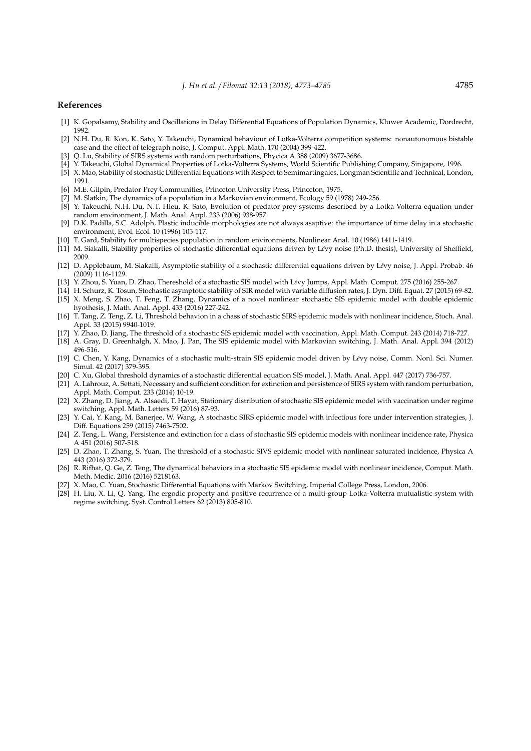## References

[1] K. Gopalsamy, Stability and Oscillations in Delay Differential Equations of Population Dynamics, Kluwer Academic, Dordrecht, 1992.

[2] N.H. Du, R. Kon, K. Sato, Y. Takeuchi, Dynamical behaviour of Lotka-Volterra competition systems: nonautonomous bistable case and the effect of telegraph noise, J. Comput. Appl. Math. 170 (2004) 399-422.

[3] Q. Lu, Stability of SIRS systems with random perturbations, Phycica A 388 (2009) 3677-3686.

[4] Y. Takeuchi, Global Dynamical Properties of Lotka-Volterra Systems, World Scientific Publishing Company, Singapore, 1996.

[5] X. Mao, Stability of stochastic Differential Equations with Respect to Semimartingales, Longman Scientific and Technical, London, 1991.

[6] M.E. Gilpin, Predator-Prey Communities, Princeton University Press, Princeton, 1975.

[7] M. Slatkin, The dynamics of a population in a Markovian environment, Ecology 59 (1978) 249-256.

[8] Y. Takeuchi, N.H. Du, N.T. Hieu, K. Sato, Evolution of predator-prey systems described by a Lotka-Volterra equation under random environment, J. Math. Anal. Appl. 233 (2006) 938-957.

[9] D.K. Padilla, S.C. Adolph, Plastic inducible morphologies are not always asaptive: the importance of time delay in a stochastic environment, Evol. Ecol. 10 (1996) 105-117.

[10] T. Gard, Stability for multispecies population in random environments, Nonlinear Anal. 10 (1986) 1411-1419.

[11] M. Siakalli, Stability properties of stochastic differential equations driven by Lévy noise (Ph.D. thesis), University of Sheffield, 2009.

[12] D. Applebaum, M. Siakalli, Asymptotic stability of a stochastic differential equations driven by Lévy noise, J. Appl. Probab. 46 (2009) 1116-1129.

[13] Y. Zhou, S. Yuan, D. Zhao, Thereshold of a stochastic SIS model with Lévy Jumps, Appl. Math. Comput. 275 (2016) 255-267.

[14] H. Schurz, K. Tosun, Stochastic asymptotic stability of SIR model with variable diffusion rates, J. Dyn. Diff. Equat. 27 (2015) 69-82.

[15] X. Meng, S. Zhao, T. Feng, T. Zhang, Dynamics of a novel nonlinear stochastic SIS epidemic model with double epidemic hyothesis, J. Math. Anal. Appl. 433 (2016) 227-242.

[16] T. Tang, Z. Teng, Z. Li, Threshold behavion in a chass of stochastic SIRS epidemic models with nonlinear incidence, Stoch. Anal. Appl. 33 (2015) 9940-1019.

[17] Y. Zhao, D. Jiang, The threshold of a stochastic SIS epidemic model with vaccination, Appl. Math. Comput. 243 (2014) 718-727.

[18] A. Gray, D. Greenhalgh, X. Mao, J. Pan, The SIS epidemic model with Markovian switching, J. Math. Anal. Appl. 394 (2012) 496-516.

[19] C. Chen, Y. Kang, Dynamics of a stochastic multi-strain SIS epidemic model driven by Lévy noise, Comm. Nonl. Sci. Numer. Simul. 42 (2017) 379-395.

[20] C. Xu, Global threshold dynamics of a stochastic differential equation SIS model, J. Math. Anal. Appl. 447 (2017) 736-757.

[21] A. Lahrouz, A. Settati, Necessary and sufficient condition for extinction and persistence of SIRS system with random perturbation, Appl. Math. Comput. 233 (2014) 10-19.

[22] X. Zhang, D. Jiang, A. Alsaedi, T. Hayat, Stationary distribution of stochastic SIS epidemic model with vaccination under regime switching, Appl. Math. Letters 59 (2016) 87-93.

[23] Y. Cai, Y. Kang, M. Banerjee, W. Wang, A stochastic SIRS epidemic model with infectious fore under intervention strategies, J. Diff. Equations 259 (2015) 7463-7502.

[24] Z. Teng, L. Wang, Persistence and extinction for a class of stochastic SIS epidemic models with nonlinear incidence rate, Physica A 451 (2016) 507-518.

[25] D. Zhao, T. Zhang, S. Yuan, The threshold of a stochastic SIVS epidemic model with nonlinear saturated incidence, Physica A 443 (2016) 372-379.

[26] R. Rifhat, Q. Ge, Z. Teng, The dynamical behaviors in a stochastic SIS epidemic model with nonlinear incidence, Comput. Math. Meth. Medic. 2016 (2016) 5218163.

[27] X. Mao, C. Yuan, Stochastic Differential Equations with Markov Switching, Imperial College Press, London, 2006.

[28] H. Liu, X. Li, Q. Yang, The ergodic property and positive recurrence of a multi-group Lotka-Volterra mutualistic system with regime switching, Syst. Control Letters 62 (2013) 805-810.